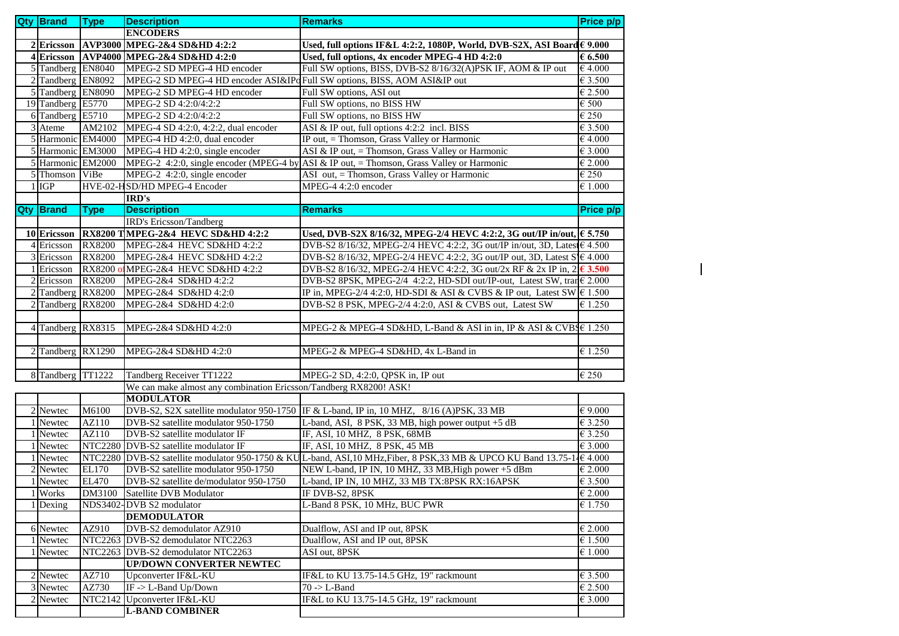| Qty | Brand | Type | Description | Remarks | Price p/p |
|---|---|---|---|---|---|
| | | | **ENCODERS** | | |
| **2** | **Ericsson** | **AVP3000** | **MPEG-2&4 SD&HD 4:2:2** | **Used, full options IF&L 4:2:2, 1080P, World, DVB-S2X, ASI Board** | **€ 9.000** |
| **4** | **Ericsson** | **AVP4000** | **MPEG-2&4 SD&HD 4:2:0** | **Used, full options, 4x encoder MPEG-4 HD 4:2:0** | **€ 6.500** |
| 5 | Tandberg | EN8040 | MPEG-2 SD MPEG-4 HD encoder | Full SW options, BISS, DVB-S2 8/16/32(A)PSK IF, AOM & IP out | € 4.000 |
| 2 | Tandberg | EN8092 | MPEG-2 SD MPEG-4 HD encoder ASI&IPo | Full SW options, BISS, AOM ASI&IP out | € 3.500 |
| 5 | Tandberg | EN8090 | MPEG-2 SD MPEG-4 HD encoder | Full SW options, ASI out | € 2.500 |
| 19 | Tandberg | E5770 | MPEG-2 SD 4:2:0/4:2:2 | Full SW options, no BISS HW | € 500 |
| 6 | Tandberg | E5710 | MPEG-2 SD 4:2:0/4:2:2 | Full SW options, no BISS HW | € 250 |
| 3 | Ateme | AM2102 | MPEG-4 SD 4:2:0, 4:2:2, dual encoder | ASI & IP out, full options 4:2:2 incl. BISS | € 3.500 |
| 5 | Harmonic | EM4000 | MPEG-4 HD 4:2:0, dual encoder | IP out, = Thomson, Grass Valley or Harmonic | € 4.000 |
| 5 | Harmonic | EM3000 | MPEG-4 HD 4:2:0, single encoder | ASI & IP out, = Thomson, Grass Valley or Harmonic | € 3.000 |
| 5 | Harmonic | EM2000 | MPEG-2 4:2:0, single encoder (MPEG-4 by | ASI & IP out, = Thomson, Grass Valley or Harmonic | € 2.000 |
| 5 | Thomson | ViBe | MPEG-2 4:2:0, single encoder | ASI out, = Thomson, Grass Valley or Harmonic | € 250 |
| 1 | IGP | HVE-02-H | SD/HD MPEG-4 Encoder | MPEG-4 4:2:0 encoder | € 1.000 |
| | | | **IRD's** | | |
| **Qty** | **Brand** | **Type** | **Description** | **Remarks** | **Price p/p** |
| | | | IRD's Ericsson/Tandberg | | |
| **10** | **Ericsson** | **RX8200 T** | **MPEG-2&4 HEVC SD&HD 4:2:2** | **Used, DVB-S2X 8/16/32, MPEG-2/4 HEVC 4:2:2, 3G out/IP in/out,** | **€ 5.750** |
| 4 | Ericsson | RX8200 | MPEG-2&4 HEVC SD&HD 4:2:2 | DVB-S2 8/16/32, MPEG-2/4 HEVC 4:2:2, 3G out/IP in/out, 3D, Latest | € 4.500 |
| 3 | Ericsson | RX8200 | MPEG-2&4 HEVC SD&HD 4:2:2 | DVB-S2 8/16/32, MPEG-2/4 HEVC 4:2:2, 3G out/IP out, 3D, Latest S | € 4.000 |
| 1 | Ericsson | RX8200 o | MPEG-2&4 HEVC SD&HD 4:2:2 | DVB-S2 8/16/32, MPEG-2/4 HEVC 4:2:2, 3G out/2x RF & 2x IP in, 2 | **€ 3.500** |
| 2 | Ericsson | RX8200 | MPEG-2&4 SD&HD 4:2:2 | DVB-S2 8PSK, MPEG-2/4 4:2:2, HD-SDI out/IP-out, Latest SW, tran | € 2.000 |
| 2 | Tandberg | RX8200 | MPEG-2&4 SD&HD 4:2:0 | IP in, MPEG-2/4 4:2:0, HD-SDI & ASI & CVBS & IP out, Latest SW | € 1.500 |
| 2 | Tandberg | RX8200 | MPEG-2&4 SD&HD 4:2:0 | DVB-S2 8 PSK, MPEG-2/4 4:2:0, ASI & CVBS out, Latest SW | € 1.250 |
| | | | | | |
| 4 | Tandberg | RX8315 | MPEG-2&4 SD&HD 4:2:0 | MPEG-2 & MPEG-4 SD&HD, L-Band & ASI in in, IP & ASI & CVBS | € 1.250 |
| | | | | | |
| 2 | Tandberg | RX1290 | MPEG-2&4 SD&HD 4:2:0 | MPEG-2 & MPEG-4 SD&HD, 4x L-Band in | € 1.250 |
| | | | | | |
| 8 | Tandberg | TT1222 | Tandberg Receiver TT1222 | MPEG-2 SD, 4:2:0, QPSK in, IP out | € 250 |
| | | | We can make almost any combination Ericsson/Tandberg RX8200! ASK! | | |
| | | | **MODULATOR** | | |
| 2 | Newtec | M6100 | DVB-S2, S2X satellite modulator 950-1750 | IF & L-band, IP in, 10 MHZ, 8/16 (A)PSK, 33 MB | € 9.000 |
| 1 | Newtec | AZ110 | DVB-S2 satellite modulator 950-1750 | L-band, ASI, 8 PSK, 33 MB, high power output +5 dB | € 3.250 |
| 1 | Newtec | AZ110 | DVB-S2 satellite modulator IF | IF, ASI, 10 MHZ, 8 PSK, 68MB | € 3.250 |
| 1 | Newtec | NTC2280 | DVB-S2 satellite modulator IF | IF, ASI, 10 MHZ, 8 PSK, 45 MB | € 3.000 |
| 1 | Newtec | NTC2280 | DVB-S2 satellite modulator 950-1750 & KU | L-band, ASI,10 MHz,Fiber, 8 PSK,33 MB & UPCO KU Band 13.75-1 | € 4.000 |
| 2 | Newtec | EL170 | DVB-S2 satellite modulator 950-1750 | NEW L-band, IP IN, 10 MHZ, 33 MB,High power +5 dBm | € 2.000 |
| 1 | Newtec | EL470 | DVB-S2 satellite de/modulator 950-1750 | L-band, IP IN, 10 MHZ, 33 MB TX:8PSK RX:16APSK | € 3.500 |
| 1 | Works | DM3100 | Satellite DVB Modulator | IF DVB-S2, 8PSK | € 2.000 |
| 1 | Dexing | NDS3402- | DVB S2 modulator | L-Band 8 PSK, 10 MHz, BUC PWR | € 1.750 |
| | | | **DEMODULATOR** | | |
| 6 | Newtec | AZ910 | DVB-S2 demodulator AZ910 | Dualflow, ASI and IP out, 8PSK | € 2.000 |
| 1 | Newtec | NTC2263 | DVB-S2 demodulator NTC2263 | Dualflow, ASI and IP out, 8PSK | € 1.500 |
| 1 | Newtec | NTC2263 | DVB-S2 demodulator NTC2263 | ASI out, 8PSK | € 1.000 |
| | | | **UP/DOWN CONVERTER NEWTEC** | | |
| 2 | Newtec | AZ710 | Upconverter IF&L-KU | IF&L to KU 13.75-14.5 GHz, 19" rackmount | € 3.500 |
| 3 | Newtec | AZ730 | IF -> L-Band Up/Down | 70 -> L-Band | € 2.500 |
| 2 | Newtec | NTC2142 | Upconverter IF&L-KU | IF&L to KU 13.75-14.5 GHz, 19" rackmount | € 3.000 |
| | | | **L-BAND COMBINER** | | |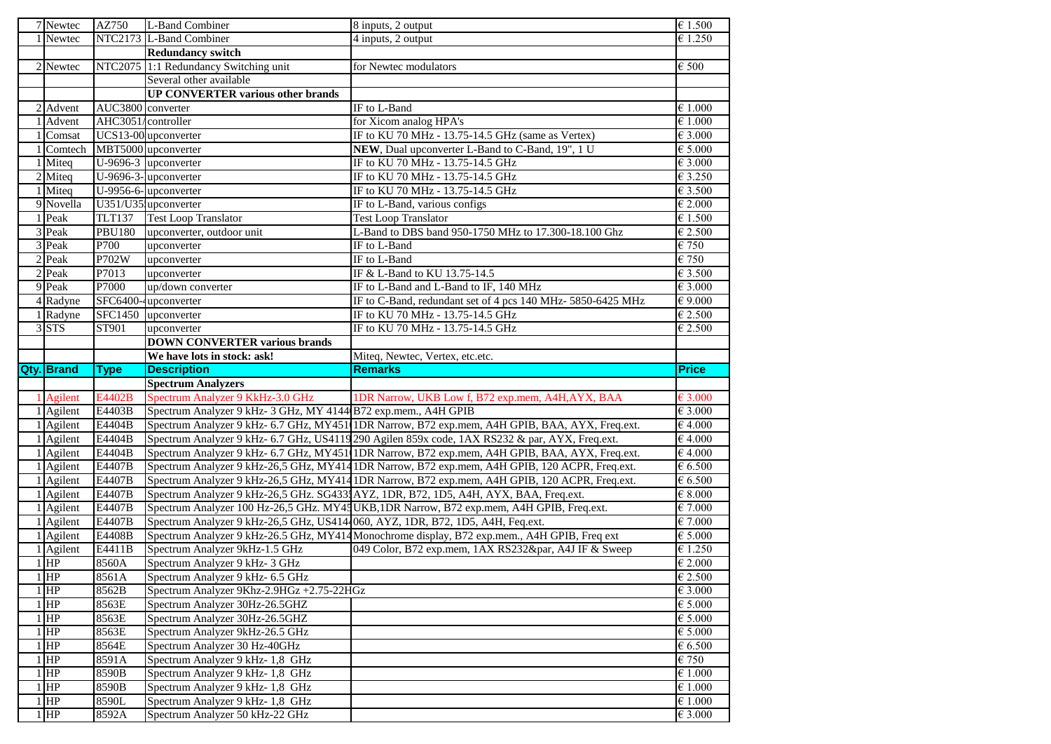| 7 | Newtec | AZ750 | L-Band Combiner | 8 inputs, 2 output | € 1.500 |
|---|---|---|---|---|---|
| 1 | Newtec | NTC2173 | L-Band Combiner | 4 inputs, 2 output | € 1.250 |
| | | | **Redundancy switch** | | |
| 2 | Newtec | NTC2075 | 1:1 Redundancy Switching unit | for Newtec modulators | € 500 |
| | | | Several other available | | |
| | | | **UP CONVERTER various other brands** | | |
| 2 | Advent | AUC3800 | converter | IF to L-Band | € 1.000 |
| 1 | Advent | AHC3051/ | controller | for Xicom analog HPA's | € 1.000 |
| 1 | Comsat | UCS13-00 | upconverter | IF to KU 70 MHz - 13.75-14.5 GHz (same as Vertex) | € 3.000 |
| 1 | Comtech | MBT5000 | upconverter | **NEW**, Dual upconverter L-Band to C-Band, 19", 1 U | € 5.000 |
| 1 | Miteq | U-9696-3 | upconverter | IF to KU 70 MHz - 13.75-14.5 GHz | € 3.000 |
| 2 | Miteq | U-9696-3- | upconverter | IF to KU 70 MHz - 13.75-14.5 GHz | € 3.250 |
| 1 | Miteq | U-9956-6- | upconverter | IF to KU 70 MHz - 13.75-14.5 GHz | € 3.500 |
| 9 | Novella | U351/U35 | upconverter | IF to L-Band, various configs | € 2.000 |
| 1 | Peak | TLT137 | Test Loop Translator | Test Loop Translator | € 1.500 |
| 3 | Peak | PBU180 | upconverter, outdoor unit | L-Band to DBS band 950-1750 MHz to 17.300-18.100 Ghz | € 2.500 |
| 3 | Peak | P700 | upconverter | IF to L-Band | € 750 |
| 2 | Peak | P702W | upconverter | IF to L-Band | € 750 |
| 2 | Peak | P7013 | upconverter | IF & L-Band to KU 13.75-14.5 | € 3.500 |
| 9 | Peak | P7000 | up/down converter | IF to L-Band and L-Band to IF, 140 MHz | € 3.000 |
| 4 | Radyne | SFC6400-4 | upconverter | IF to C-Band, redundant set of 4 pcs 140 MHz- 5850-6425 MHz | € 9.000 |
| 1 | Radyne | SFC1450 | upconverter | IF to KU 70 MHz - 13.75-14.5 GHz | € 2.500 |
| 3 | STS | ST901 | upconverter | IF to KU 70 MHz - 13.75-14.5 GHz | € 2.500 |
| | | | **DOWN CONVERTER various brands** | | |
| | | | **We have lots in stock: ask!** | Miteq, Newtec, Vertex, etc.etc. | |
| **Qty.** | **Brand** | **Type** | **Description** | **Remarks** | **Price** |
| | | | **Spectrum Analyzers** | | |
| 1 | Agilent | E4402B | Spectrum Analyzer 9 KkHz-3.0 GHz | 1DR Narrow, UKB Low f, B72 exp.mem, A4H,AYX, BAA | € 3.000 |
| 1 | Agilent | E4403B | Spectrum Analyzer 9 kHz- 3 GHz, MY 4144( | B72 exp.mem., A4H GPIB | € 3.000 |
| 1 | Agilent | E4404B | Spectrum Analyzer 9 kHz- 6.7 GHz, MY451( | 1DR Narrow, B72 exp.mem, A4H GPIB, BAA, AYX, Freq.ext. | € 4.000 |
| 1 | Agilent | E4404B | Spectrum Analyzer 9 kHz- 6.7 GHz, US4119 | 290 Agilen 859x code, 1AX RS232 & par, AYX, Freq.ext. | € 4.000 |
| 1 | Agilent | E4404B | Spectrum Analyzer 9 kHz- 6.7 GHz, MY451( | 1DR Narrow, B72 exp.mem, A4H GPIB, BAA, AYX, Freq.ext. | € 4.000 |
| 1 | Agilent | E4407B | Spectrum Analyzer 9 kHz-26,5 GHz, MY414 | 1DR Narrow, B72 exp.mem, A4H GPIB, 120 ACPR, Freq.ext. | € 6.500 |
| 1 | Agilent | E4407B | Spectrum Analyzer 9 kHz-26,5 GHz, MY414 | 1DR Narrow, B72 exp.mem, A4H GPIB, 120 ACPR, Freq.ext. | € 6.500 |
| 1 | Agilent | E4407B | Spectrum Analyzer 9 kHz-26,5 GHz. SG433! | AYZ, 1DR, B72, 1D5, A4H, AYX, BAA, Freq.ext. | € 8.000 |
| 1 | Agilent | E4407B | Spectrum Analyzer 100 Hz-26,5 GHz. MY45 | UKB,1DR Narrow, B72 exp.mem, A4H GPIB, Freq.ext. | € 7.000 |
| 1 | Agilent | E4407B | Spectrum Analyzer 9 kHz-26,5 GHz, US414 | 060, AYZ, 1DR, B72, 1D5, A4H, Feq.ext. | € 7.000 |
| 1 | Agilent | E4408B | Spectrum Analyzer 9 kHz-26.5 GHz, MY414 | Monochrome display, B72 exp.mem., A4H GPIB, Freq ext | € 5.000 |
| 1 | Agilent | E4411B | Spectrum Analyzer 9kHz-1.5 GHz | 049 Color, B72 exp.mem, 1AX RS232&par, A4J IF & Sweep | € 1.250 |
| 1 | HP | 8560A | Spectrum Analyzer 9 kHz- 3 GHz | | € 2.000 |
| 1 | HP | 8561A | Spectrum Analyzer 9 kHz- 6.5 GHz | | € 2.500 |
| 1 | HP | 8562B | Spectrum Analyzer 9Khz-2.9HGz +2.75-22HGz | | € 3.000 |
| 1 | HP | 8563E | Spectrum Analyzer 30Hz-26.5GHZ | | € 5.000 |
| 1 | HP | 8563E | Spectrum Analyzer 30Hz-26.5GHZ | | € 5.000 |
| 1 | HP | 8563E | Spectrum Analyzer 9kHz-26.5 GHz | | € 5.000 |
| 1 | HP | 8564E | Spectrum Analyzer 30 Hz-40GHz | | € 6.500 |
| 1 | HP | 8591A | Spectrum Analyzer 9 kHz- 1,8 GHz | | € 750 |
| 1 | HP | 8590B | Spectrum Analyzer 9 kHz- 1,8 GHz | | € 1.000 |
| 1 | HP | 8590B | Spectrum Analyzer 9 kHz- 1,8 GHz | | € 1.000 |
| 1 | HP | 8590L | Spectrum Analyzer 9 kHz- 1,8 GHz | | € 1.000 |
| 1 | HP | 8592A | Spectrum Analyzer 50 kHz-22 GHz | | € 3.000 |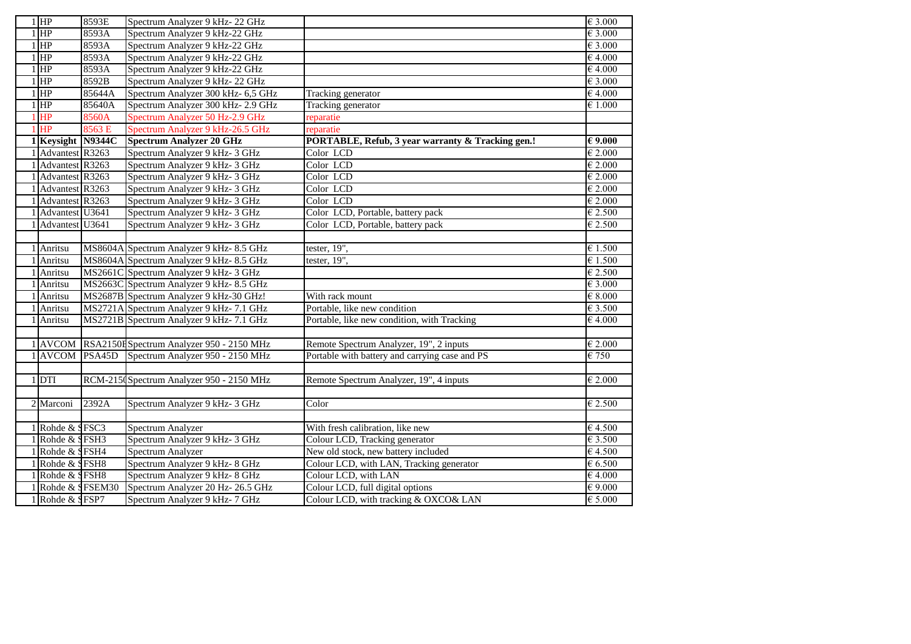| | | | | | |
|---|---|---|---|---|---|
| 1 | HP | 8593E | Spectrum Analyzer 9 kHz- 22 GHz | | € 3.000 |
| 1 | HP | 8593A | Spectrum Analyzer 9 kHz-22 GHz | | € 3.000 |
| 1 | HP | 8593A | Spectrum Analyzer 9 kHz-22 GHz | | € 3.000 |
| 1 | HP | 8593A | Spectrum Analyzer 9 kHz-22 GHz | | € 4.000 |
| 1 | HP | 8593A | Spectrum Analyzer 9 kHz-22 GHz | | € 4.000 |
| 1 | HP | 8592B | Spectrum Analyzer 9 kHz- 22 GHz | | € 3.000 |
| 1 | HP | 85644A | Spectrum Analyzer 300 kHz- 6,5 GHz | Tracking generator | € 4.000 |
| 1 | HP | 85640A | Spectrum Analyzer 300 kHz- 2.9 GHz | Tracking generator | € 1.000 |
| 1 | HP | 8560A | Spectrum Analyzer 50 Hz-2.9 GHz | reparatie | |
| 1 | HP | 8563 E | Spectrum Analyzer 9 kHz-26.5 GHz | reparatie | |
| **1** | **Keysight** | **N9344C** | **Spectrum Analyzer 20 GHz** | **PORTABLE, Refub, 3 year warranty & Tracking gen.!** | **€ 9.000** |
| 1 | Advantest | R3263 | Spectrum Analyzer 9 kHz- 3 GHz | Color LCD | € 2.000 |
| 1 | Advantest | R3263 | Spectrum Analyzer 9 kHz- 3 GHz | Color LCD | € 2.000 |
| 1 | Advantest | R3263 | Spectrum Analyzer 9 kHz- 3 GHz | Color LCD | € 2.000 |
| 1 | Advantest | R3263 | Spectrum Analyzer 9 kHz- 3 GHz | Color LCD | € 2.000 |
| 1 | Advantest | U3641 | Spectrum Analyzer 9 kHz- 3 GHz | Color LCD, Portable, battery pack | € 2.500 |
| 1 | Advantest | U3641 | Spectrum Analyzer 9 kHz- 3 GHz | Color LCD, Portable, battery pack | € 2.500 |
| | | | | | |
| 1 | Anritsu | MS8604A | Spectrum Analyzer 9 kHz- 8.5 GHz | tester, 19", | € 1.500 |
| 1 | Anritsu | MS8604A | Spectrum Analyzer 9 kHz- 8.5 GHz | tester, 19", | € 1.500 |
| 1 | Anritsu | MS2661C | Spectrum Analyzer 9 kHz- 3 GHz | | € 2.500 |
| 1 | Anritsu | MS2663C | Spectrum Analyzer 9 kHz- 8.5 GHz | | € 3.000 |
| 1 | Anritsu | MS2687B | Spectrum Analyzer 9 kHz-30 GHz! | With rack mount | € 8.000 |
| 1 | Anritsu | MS2721A | Spectrum Analyzer 9 kHz- 7.1 GHz | Portable, like new condition | € 3.500 |
| 1 | Anritsu | MS2721B | Spectrum Analyzer 9 kHz- 7.1 GHz | Portable, like new condition, with Tracking | € 4.000 |
| | | | | | |
| 1 | AVCOM | RSA2150E | Spectrum Analyzer 950 - 2150 MHz | Remote Spectrum Analyzer, 19", 2 inputs | € 2.000 |
| 1 | AVCOM | PSA45D | Spectrum Analyzer 950 - 2150 MHz | Portable with battery and carrying case and PS | € 750 |
| | | | | | |
| 1 | DTI | RCM-2150 | Spectrum Analyzer 950 - 2150 MHz | Remote Spectrum Analyzer, 19", 4 inputs | € 2.000 |
| | | | | | |
| 2 | Marconi | 2392A | Spectrum Analyzer 9 kHz- 3 GHz | Color | € 2.500 |
| | | | | | |
| 1 | Rohde & S | FSC3 | Spectrum Analyzer | With fresh calibration, like new | € 4.500 |
| 1 | Rohde & S | FSH3 | Spectrum Analyzer 9 kHz- 3 GHz | Colour LCD, Tracking generator | € 3.500 |
| 1 | Rohde & S | FSH4 | Spectrum Analyzer | New old stock, new battery included | € 4.500 |
| 1 | Rohde & S | FSH8 | Spectrum Analyzer 9 kHz- 8 GHz | Colour LCD, with LAN, Tracking generator | € 6.500 |
| 1 | Rohde & S | FSH8 | Spectrum Analyzer 9 kHz- 8 GHz | Colour LCD, with LAN | € 4.000 |
| 1 | Rohde & S | FSEM30 | Spectrum Analyzer 20 Hz- 26.5 GHz | Colour LCD, full digital options | € 9.000 |
| 1 | Rohde & S | FSP7 | Spectrum Analyzer 9 kHz- 7 GHz | Colour LCD, with tracking & OXCO& LAN | € 5.000 |